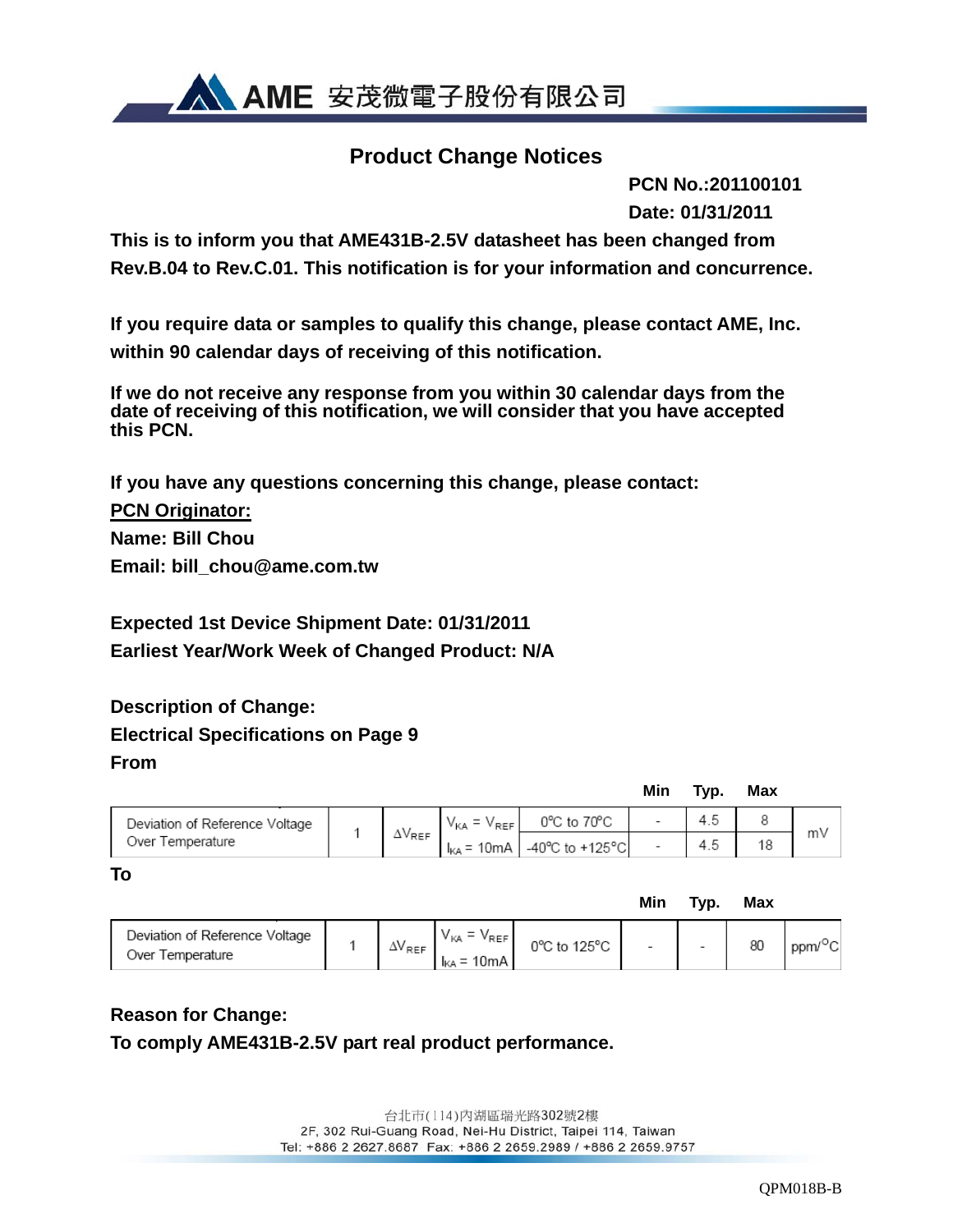AME 安茂微電子股份有限公司

# Product Change Notices

**PCN No.:201100101**

**Date: 01/31/2011**

**This is to inform you that AME431B-2.5V datasheet has been changed from Rev.B.04 to Rev.C.01. This notification is for your information and concurrence.**

**If you require data or samples to qualify this change, please contact AME, Inc. within 90 calendar days of receiving of this notification.**

**If we do not receive any response from you within 30 calendar days from the date of receiving of this notification, we will consider that you have accepted this PCN.**

**If you have any questions concerning this change, please contact:**

**<u>PCN Originator:</u>**

**Name: Bill Chou**

**Email: bill_chou@ame.com.tw**

**Expected 1st Device Shipment Date: 01/31/2011**

**Earliest Year/Work Week of Changed Product: N/A**

**Description of Change:**

**Electrical Specifications on Page 9**

**From**

| | | | | | Min | Typ. | Max | |
|---|---|---|---|---|---|---|---|---|
| Deviation of Reference Voltage Over Temperature | 1 | $\Delta V_{REF}$ | $V_{KA} = V_{REF}$ | 0°C to 70°C | - | 4.5 | 8 | mV |
| | | | $I_{KA}$ = 10mA | -40°C to +125°C | - | 4.5 | 18 | |

**To**

| | | | | | Min | Typ. | Max | |
|---|---|---|---|---|---|---|---|---|
| Deviation of Reference Voltage Over Temperature | 1 | $\Delta V_{REF}$ | $V_{KA} = V_{REF}$ $I_{KA}$ = 10mA | 0°C to 125°C | - | - | 80 | ppm/°C |

**Reason for Change:**

**To comply AME431B-2.5V part real product performance.**

台北市(114)內湖區瑞光路302號2樓
2F, 302 Rui-Guang Road, Nei-Hu District, Taipei 114, Taiwan
Tel: +886 2 2627.8687 Fax: +886 2 2659.2989 / +886 2 2659.9757

QPM018B-B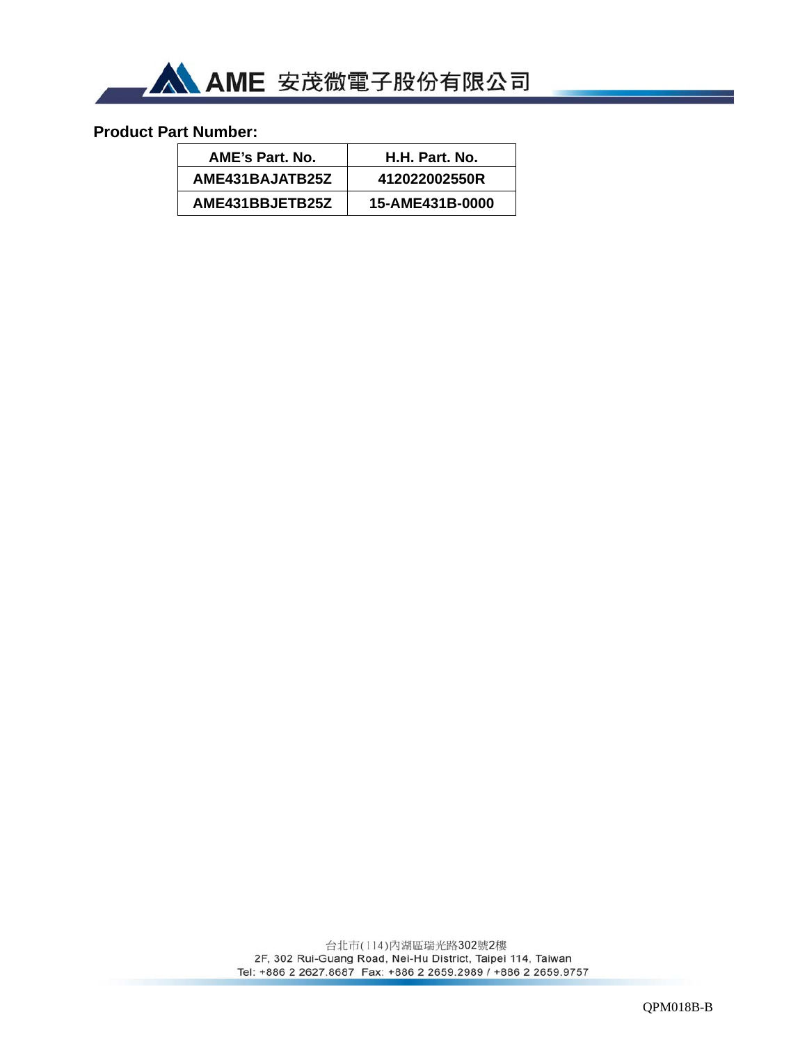**Product Part Number:**

| AME's Part. No. | H.H. Part. No. |
|---|---|
| AME431BAJATB25Z | 412022002550R |
| AME431BBJETB25Z | 15-AME431B-0000 |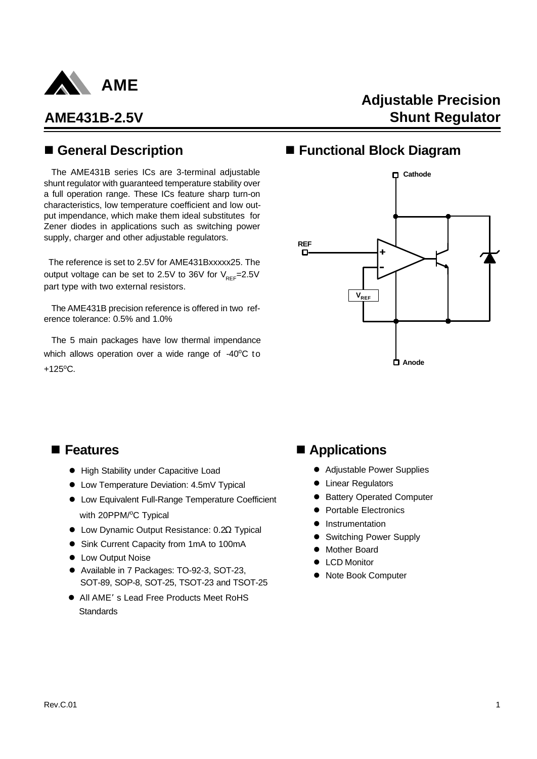AME

# AME431B-2.5V

# Adjustable Precision Shunt Regulator

## ■ General Description

The AME431B series ICs are 3-terminal adjustable shunt regulator with guaranteed temperature stability over a full operation range. These ICs feature sharp turn-on characteristics, low temperature coefficient and low output impendance, which make them ideal substitutes for Zener diodes in applications such as switching power supply, charger and other adjustable regulators.

The reference is set to 2.5V for AME431Bxxxxx25. The output voltage can be set to 2.5V to 36V for $V_{REF}$=2.5V part type with two external resistors.

The AME431B precision reference is offered in two reference tolerance: 0.5% and 1.0%

The 5 main packages have low thermal impendance which allows operation over a wide range of -40$^o$C to +125$^o$C.

## ■ Functional Block Diagram

Cathode

REF

+

-

$V_{REF}$

Anode

## ■ Features

- High Stability under Capacitive Load
- Low Temperature Deviation: 4.5mV Typical
- Low Equivalent Full-Range Temperature Coefficient with 20PPM/$^o$C Typical
- Low Dynamic Output Resistance: 0.2Ω Typical
- Sink Current Capacity from 1mA to 100mA
- Low Output Noise
- Available in 7 Packages: TO-92-3, SOT-23, SOT-89, SOP-8, SOT-25, TSOT-23 and TSOT-25
- All AME's Lead Free Products Meet RoHS Standards

## ■ Applications

- Adjustable Power Supplies
- Linear Regulators
- Battery Operated Computer
- Portable Electronics
- Instrumentation
- Switching Power Supply
- Mother Board
- LCD Monitor
- Note Book Computer

Rev.C.01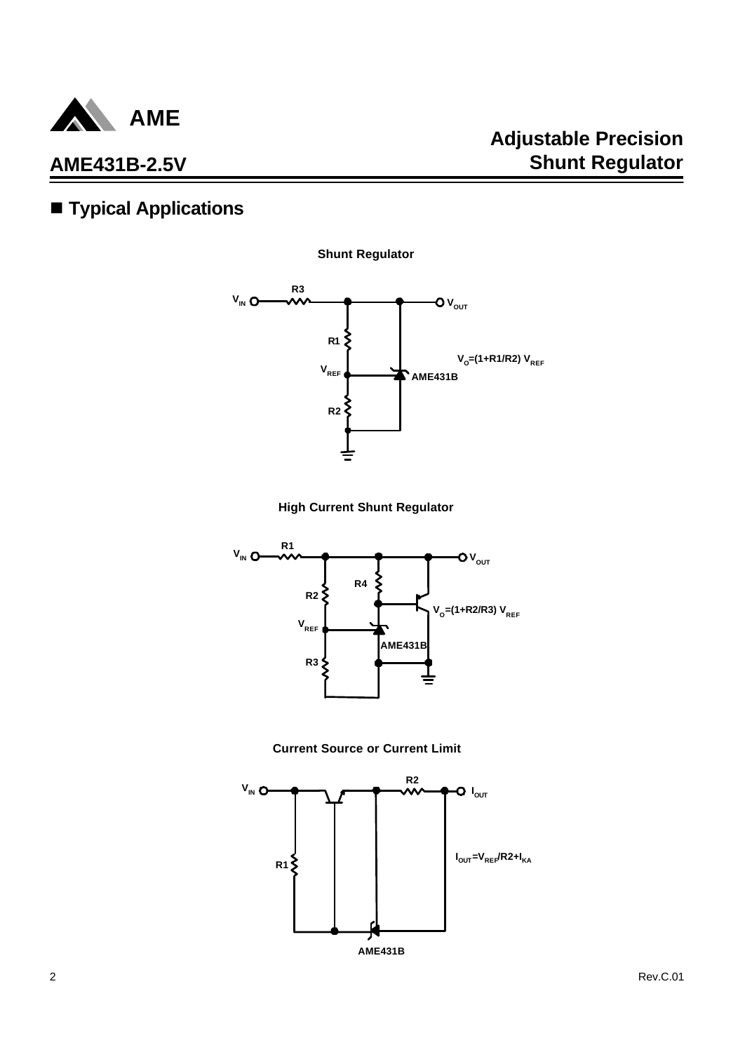## ■ Typical Applications

**Shunt Regulator**

$V_O=(1+R1/R2)\ V_{REF}$

**High Current Shunt Regulator**

$V_O=(1+R2/R3)\ V_{REF}$

**Current Source or Current Limit**

$I_{OUT}=V_{REF}/R2+I_{KA}$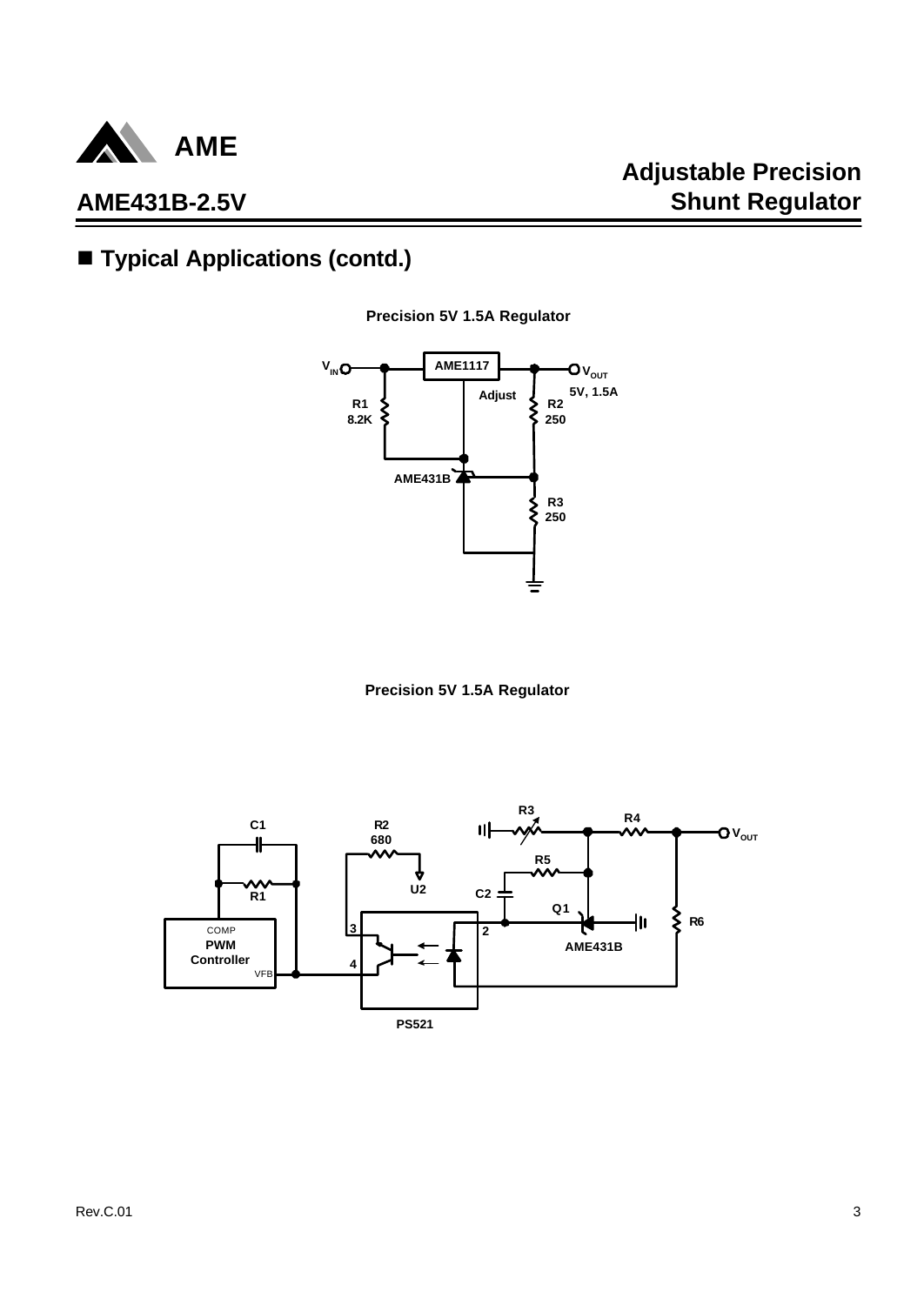## ■ Typical Applications (contd.)

**Precision 5V 1.5A Regulator**

$V_{IN}$ AME1117 $V_{OUT}$ 5V, 1.5A

Adjust

R1 8.2K

R2 250

AME431B

R3 250

**Precision 5V 1.5A Regulator**

C1 R2 680 R3 R4 $V_{OUT}$

R1 U2 R5

C2

Q1

COMP PWM Controller VFB

3 4 2

AME431B

R6

PS521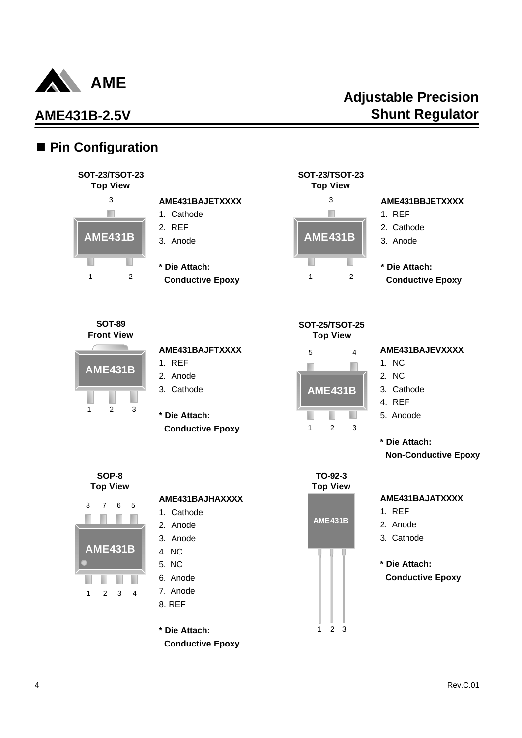## ■ Pin Configuration

**SOT-23/TSOT-23**
**Top View**

**AME431BAJETXXXX**

1. Cathode
2. REF
3. Anode

**\* Die Attach:**
**Conductive Epoxy**

**SOT-23/TSOT-23**
**Top View**

**AME431BBJETXXXX**

1. REF
2. Cathode
3. Anode

**\* Die Attach:**
**Conductive Epoxy**

**SOT-89**
**Front View**

**AME431BAJFTXXXX**

1. REF
2. Anode
3. Cathode

**\* Die Attach:**
**Conductive Epoxy**

**SOT-25/TSOT-25**
**Top View**

**AME431BAJEVXXXX**

1. NC
2. NC
3. Cathode
4. REF
5. Andode

**\* Die Attach:**
**Non-Conductive Epoxy**

**SOP-8**
**Top View**

**AME431BAJHAXXXX**

1. Cathode
2. Anode
3. Anode
4. NC
5. NC
6. Anode
7. Anode
8. REF

**\* Die Attach:**
**Conductive Epoxy**

**TO-92-3**
**Top View**

**AME431BAJATXXXX**

1. REF
2. Anode
3. Cathode

**\* Die Attach:**
**Conductive Epoxy**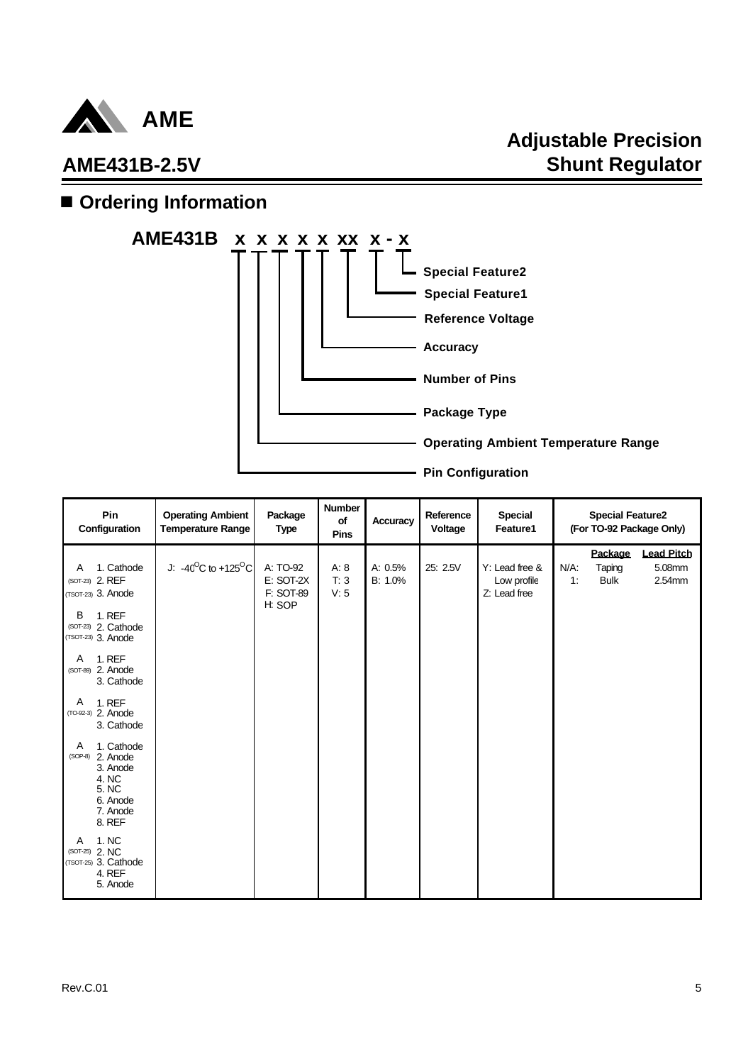## ■ Ordering Information

**AME431B x x x x x xx x - x**

- Special Feature2
- Special Feature1
- Reference Voltage
- Accuracy
- Number of Pins
- Package Type
- Operating Ambient Temperature Range
- Pin Configuration

| Pin Configuration | Operating Ambient Temperature Range | Package Type | Number of Pins | Accuracy | Reference Voltage | Special Feature1 | Special Feature2 (For TO-92 Package Only) |
|---|---|---|---|---|---|---|---|
| A (SOT-23) (TSOT-23): 1. Cathode, 2. REF, 3. Anode<br>B (SOT-23) (TSOT-23): 1. REF, 2. Cathode, 3. Anode<br>A (SOT-89): 1. REF, 2. Anode, 3. Cathode<br>A (TO-92-3): 1. REF, 2. Anode, 3. Cathode<br>A (SOP-8): 1. Cathode, 2. Anode, 3. Anode, 4. NC, 5. NC, 6. Anode, 7. Anode, 8. REF<br>A (SOT-25) (TSOT-25): 1. NC, 2. NC, 3. Cathode, 4. REF, 5. Anode | J: $-40^{O}C$ to $+125^{O}C$ | A: TO-92<br>E: SOT-2X<br>F: SOT-89<br>H: SOP | A: 8<br>T: 3<br>V: 5 | A: 0.5%<br>B: 1.0% | 25: 2.5V | Y: Lead free & Low profile<br>Z: Lead free | Package / Lead Pitch<br>N/A: Taping, 5.08mm<br>1: Bulk, 2.54mm |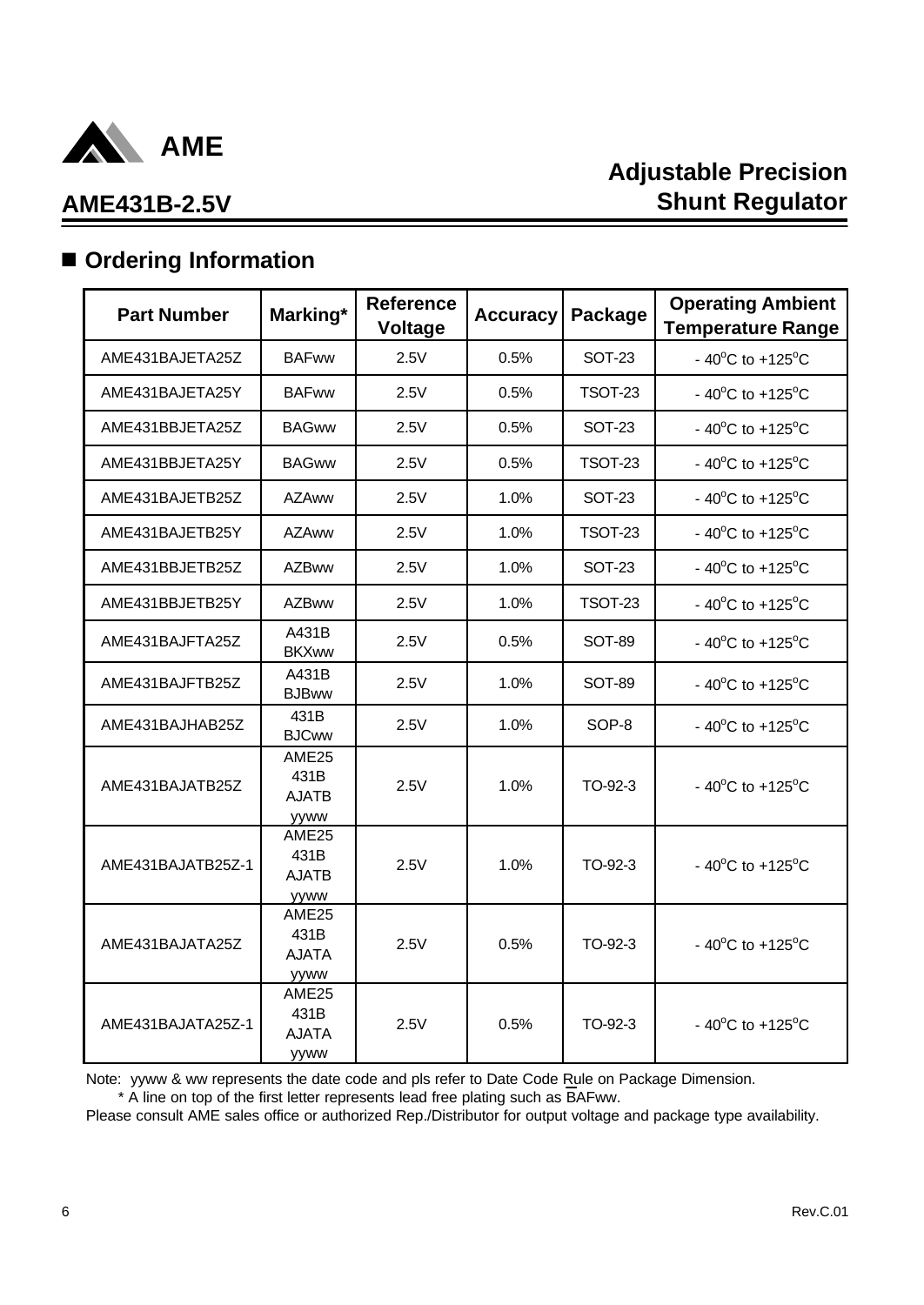## Ordering Information

| Part Number | Marking* | Reference Voltage | Accuracy | Package | Operating Ambient Temperature Range |
|---|---|---|---|---|---|
| AME431BAJETA25Z | BAFww | 2.5V | 0.5% | SOT-23 | - 40°C to +125°C |
| AME431BAJETA25Y | BAFww | 2.5V | 0.5% | TSOT-23 | - 40°C to +125°C |
| AME431BBJETA25Z | BAGww | 2.5V | 0.5% | SOT-23 | - 40°C to +125°C |
| AME431BBJETA25Y | BAGww | 2.5V | 0.5% | TSOT-23 | - 40°C to +125°C |
| AME431BAJETB25Z | AZAww | 2.5V | 1.0% | SOT-23 | - 40°C to +125°C |
| AME431BAJETB25Y | AZAww | 2.5V | 1.0% | TSOT-23 | - 40°C to +125°C |
| AME431BBJETB25Z | AZBww | 2.5V | 1.0% | SOT-23 | - 40°C to +125°C |
| AME431BBJETB25Y | AZBww | 2.5V | 1.0% | TSOT-23 | - 40°C to +125°C |
| AME431BAJFTA25Z | A431B BKXww | 2.5V | 0.5% | SOT-89 | - 40°C to +125°C |
| AME431BAJFTB25Z | A431B BJBww | 2.5V | 1.0% | SOT-89 | - 40°C to +125°C |
| AME431BAJHAB25Z | 431B BJCww | 2.5V | 1.0% | SOP-8 | - 40°C to +125°C |
| AME431BAJATB25Z | AME25 431B AJATB yyww | 2.5V | 1.0% | TO-92-3 | - 40°C to +125°C |
| AME431BAJATB25Z-1 | AME25 431B AJATB yyww | 2.5V | 1.0% | TO-92-3 | - 40°C to +125°C |
| AME431BAJATA25Z | AME25 431B AJATA yyww | 2.5V | 0.5% | TO-92-3 | - 40°C to +125°C |
| AME431BAJATA25Z-1 | AME25 431B AJATA yyww | 2.5V | 0.5% | TO-92-3 | - 40°C to +125°C |

Note: yyww & ww represents the date code and pls refer to Date Code Rule on Package Dimension.
* A line on top of the first letter represents lead free plating such as BAFww.

Please consult AME sales office or authorized Rep./Distributor for output voltage and package type availability.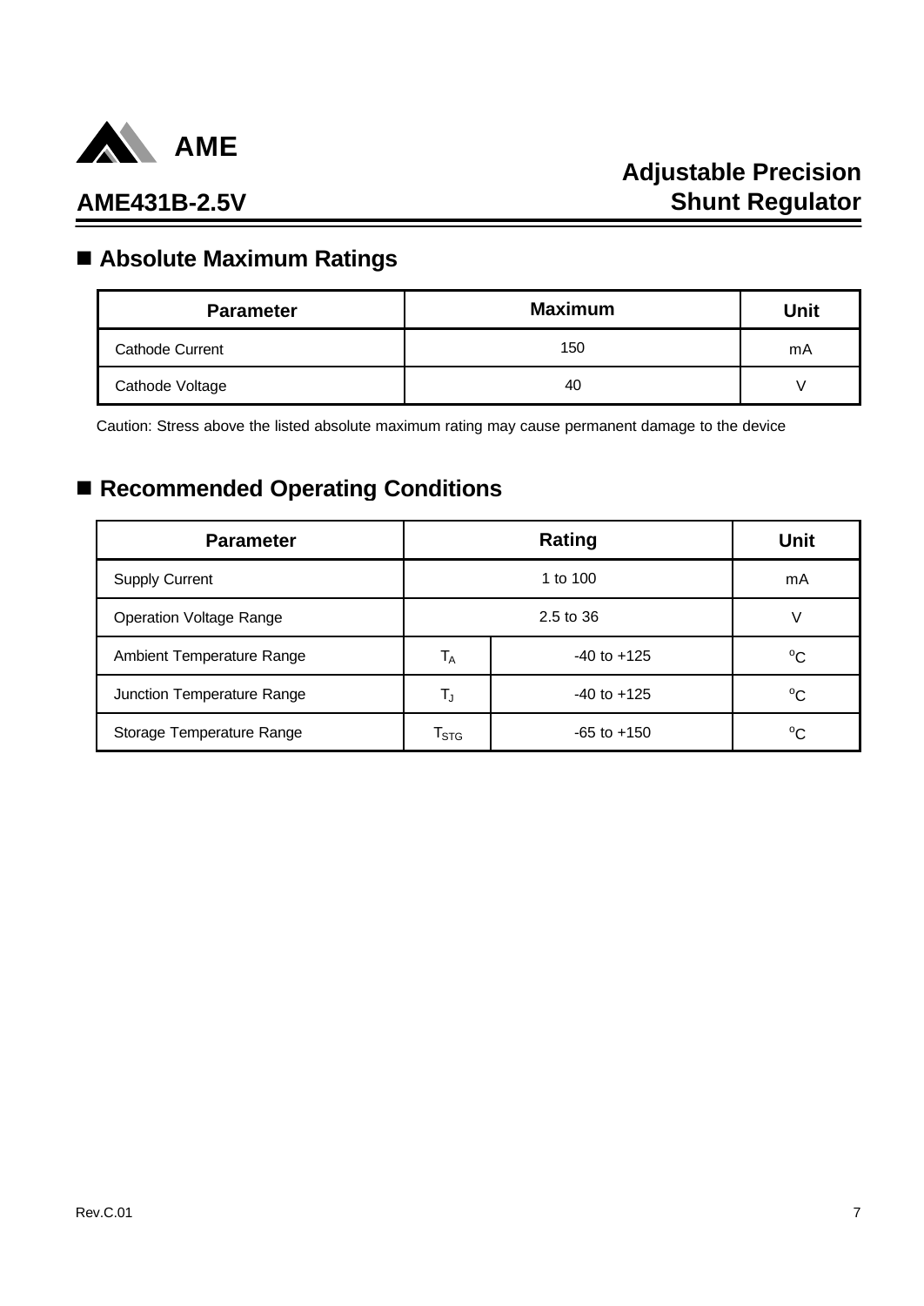## ■ Absolute Maximum Ratings

| Parameter | Maximum | Unit |
|---|---|---|
| Cathode Current | 150 | mA |
| Cathode Voltage | 40 | V |

Caution: Stress above the listed absolute maximum rating may cause permanent damage to the device

## ■ Recommended Operating Conditions

| Parameter | Rating | | Unit |
|---|---|---|---|
| Supply Current | 1 to 100 | | mA |
| Operation Voltage Range | 2.5 to 36 | | V |
| Ambient Temperature Range | $T_A$ | -40 to +125 | $^oC$ |
| Junction Temperature Range | $T_J$ | -40 to +125 | $^oC$ |
| Storage Temperature Range | $T_{STG}$ | -65 to +150 | $^oC$ |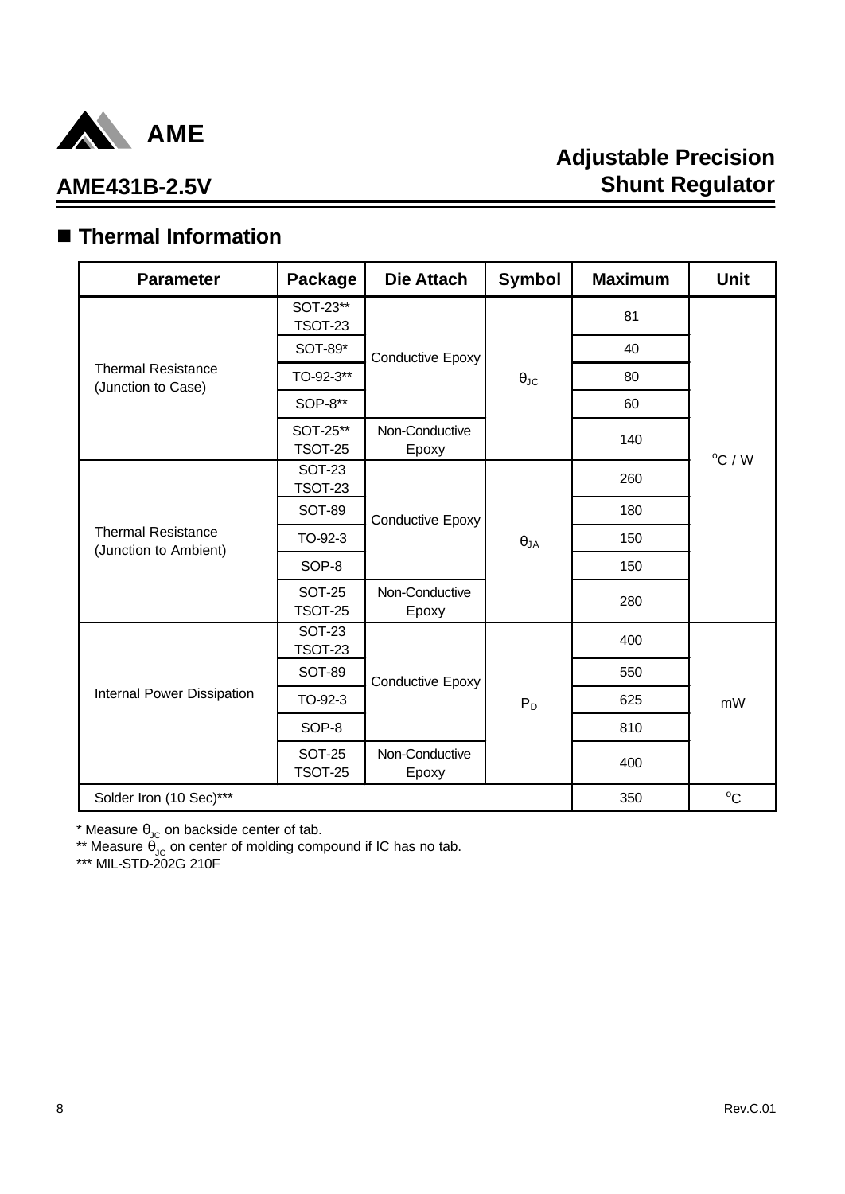## ■ Thermal Information

| Parameter | Package | Die Attach | Symbol | Maximum | Unit |
|---|---|---|---|---|---|
| Thermal Resistance (Junction to Case) | SOT-23** TSOT-23 | Conductive Epoxy | $\theta_{JC}$ | 81 | $^oC$ / W |
| | SOT-89* | | | 40 | |
| | TO-92-3** | | | 80 | |
| | SOP-8** | | | 60 | |
| | SOT-25** TSOT-25 | Non-Conductive Epoxy | | 140 | |
| Thermal Resistance (Junction to Ambient) | SOT-23 TSOT-23 | Conductive Epoxy | $\theta_{JA}$ | 260 | |
| | SOT-89 | | | 180 | |
| | TO-92-3 | | | 150 | |
| | SOP-8 | | | 150 | |
| | SOT-25 TSOT-25 | Non-Conductive Epoxy | | 280 | |
| Internal Power Dissipation | SOT-23 TSOT-23 | Conductive Epoxy | $P_D$ | 400 | mW |
| | SOT-89 | | | 550 | |
| | TO-92-3 | | | 625 | |
| | SOP-8 | | | 810 | |
| | SOT-25 TSOT-25 | Non-Conductive Epoxy | | 400 | |
| Solder Iron (10 Sec)*** | | | | 350 | $^oC$ |

* Measure $\theta_{JC}$ on backside center of tab.
** Measure $\theta_{JC}$ on center of molding compound if IC has no tab.
*** MIL-STD-202G 210F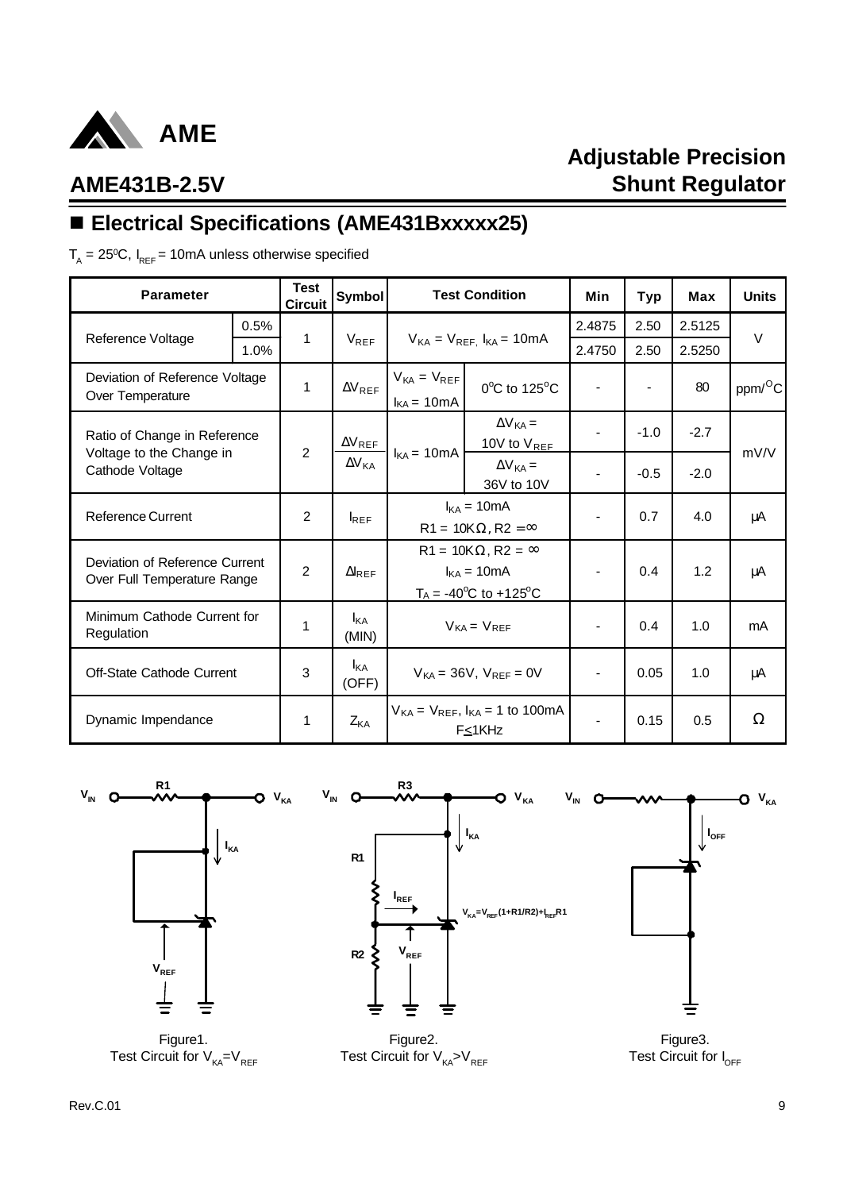## ■ Electrical Specifications (AME431Bxxxxx25)

$T_A$ = 25$^o$C, $I_{REF}$ = 10mA unless otherwise specified

| Parameter | | Test Circuit | Symbol | Test Condition | | Min | Typ | Max | Units |
|---|---|---|---|---|---|---|---|---|---|
| Reference Voltage | 0.5% | 1 | $V_{REF}$ | $V_{KA} = V_{REF}$, $I_{KA}$ = 10mA | | 2.4875 | 2.50 | 2.5125 | V |
| | 1.0% | | | | | 2.4750 | 2.50 | 2.5250 | |
| Deviation of Reference Voltage Over Temperature | | 1 | $\Delta V_{REF}$ | $V_{KA} = V_{REF}$ $I_{KA}$ = 10mA | 0$^o$C to 125$^o$C | - | - | 80 | ppm/$^O$C |
| Ratio of Change in Reference Voltage to the Change in Cathode Voltage | | 2 | $\frac{\Delta V_{REF}}{\Delta V_{KA}}$ | $I_{KA}$ = 10mA | $\Delta V_{KA}$ = 10V to $V_{REF}$ | - | -1.0 | -2.7 | mV/V |
| | | | | | $\Delta V_{KA}$ = 36V to 10V | - | -0.5 | -2.0 | |
| Reference Current | | 2 | $I_{REF}$ | $I_{KA}$ = 10mA R1 = 10KΩ, R2 = ∞ | | - | 0.7 | 4.0 | μA |
| Deviation of Reference Current Over Full Temperature Range | | 2 | $\Delta I_{REF}$ | R1 = 10KΩ, R2 = ∞ $I_{KA}$ = 10mA $T_A$ = -40$^o$C to +125$^o$C | | - | 0.4 | 1.2 | μA |
| Minimum Cathode Current for Regulation | | 1 | $I_{KA}$ (MIN) | $V_{KA} = V_{REF}$ | | - | 0.4 | 1.0 | mA |
| Off-State Cathode Current | | 3 | $I_{KA}$ (OFF) | $V_{KA}$ = 36V, $V_{REF}$ = 0V | | - | 0.05 | 1.0 | μA |
| Dynamic Impendance | | 1 | $Z_{KA}$ | $V_{KA} = V_{REF}$, $I_{KA}$ = 1 to 100mA F≤1KHz | | - | 0.15 | 0.5 | Ω |

$V_{KA}=V_{REF}(1+R1/R2)+I_{REF}R1$

Figure1.
Test Circuit for $V_{KA}=V_{REF}$

Figure2.
Test Circuit for $V_{KA}>V_{REF}$

Figure3.
Test Circuit for $I_{OFF}$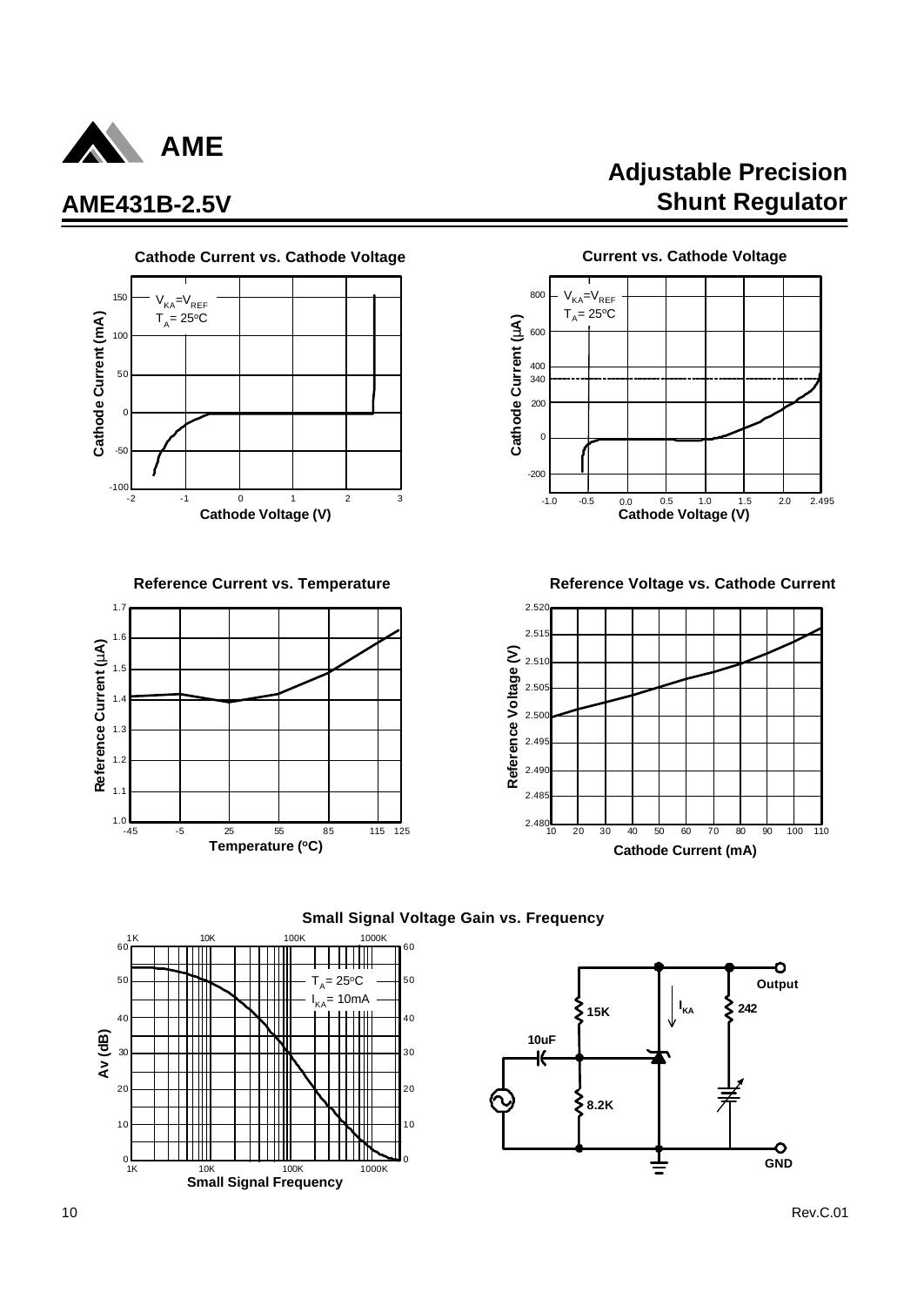## Cathode Current vs. Cathode Voltage

$V_{KA}=V_{REF}$
$T_A= 25^oC$

Cathode Current (mA)

Cathode Voltage (V)

## Current vs. Cathode Voltage

$V_{KA}=V_{REF}$
$T_A= 25^oC$

Cathode Current (μA)

Cathode Voltage (V)

## Reference Current vs. Temperature

Reference Current (μA)

Temperature ($^oC$)

## Reference Voltage vs. Cathode Current

Reference Voltage (V)

Cathode Current (mA)

## Small Signal Voltage Gain vs. Frequency

$T_A= 25^oC$
$I_{KA}= 10mA$

Av (dB)

Small Signal Frequency

15K, 8.2K, 10uF, $I_{KA}$, 242, Output, GND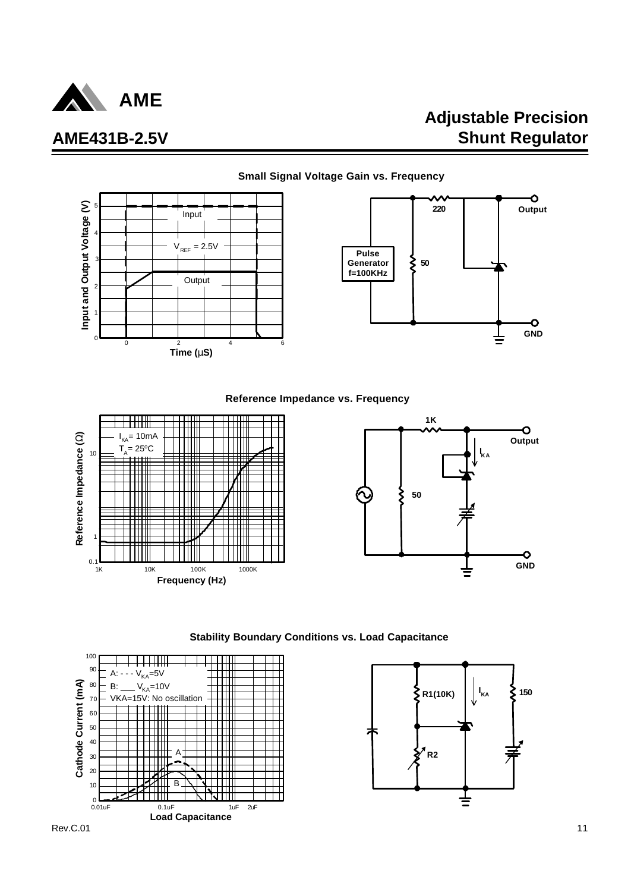# AME431B-2.5V

## Adjustable Precision Shunt Regulator

### Small Signal Voltage Gain vs. Frequency

Input and Output Voltage (V) vs. Time (μS)

Input

$V_{REF}$ = 2.5V

Output

Pulse Generator f=100KHz

220

50

Output

GND

### Reference Impedance vs. Frequency

Reference Impedance (Ω) vs. Frequency (Hz)

$I_{KA}$= 10mA

$T_A$= 25ºC

1K

50

$I_{KA}$

Output

GND

### Stability Boundary Conditions vs. Load Capacitance

Cathode Current (mA) vs. Load Capacitance

A: - - - $V_{KA}$=5V

B: ___ $V_{KA}$=10V

VKA=15V: No oscillation

R1(10K)

R2

$I_{KA}$

150

Rev.C.01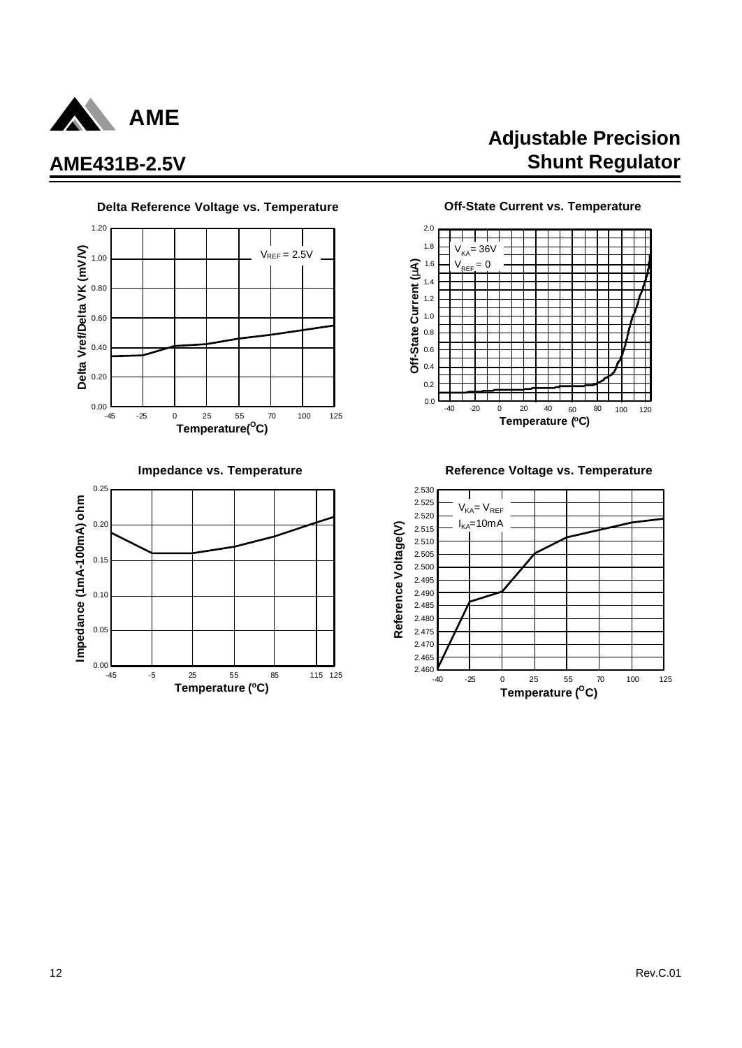## Delta Reference Voltage vs. Temperature

$V_{REF}$ = 2.5V

Delta Vref/Delta VK (mV/V)

Temperature($^{O}$C)

## Off-State Current vs. Temperature

$V_{KA}$ = 36V

$V_{REF}$ = 0

Off-State Current (μA)

Temperature ($^{o}$C)

## Impedance vs. Temperature

Impedance (1mA-100mA) ohm

Temperature ($^{o}$C)

## Reference Voltage vs. Temperature

$V_{KA}$ = $V_{REF}$

$I_{KA}$=10mA

Reference Voltage(V)

Temperature ($^{O}$C)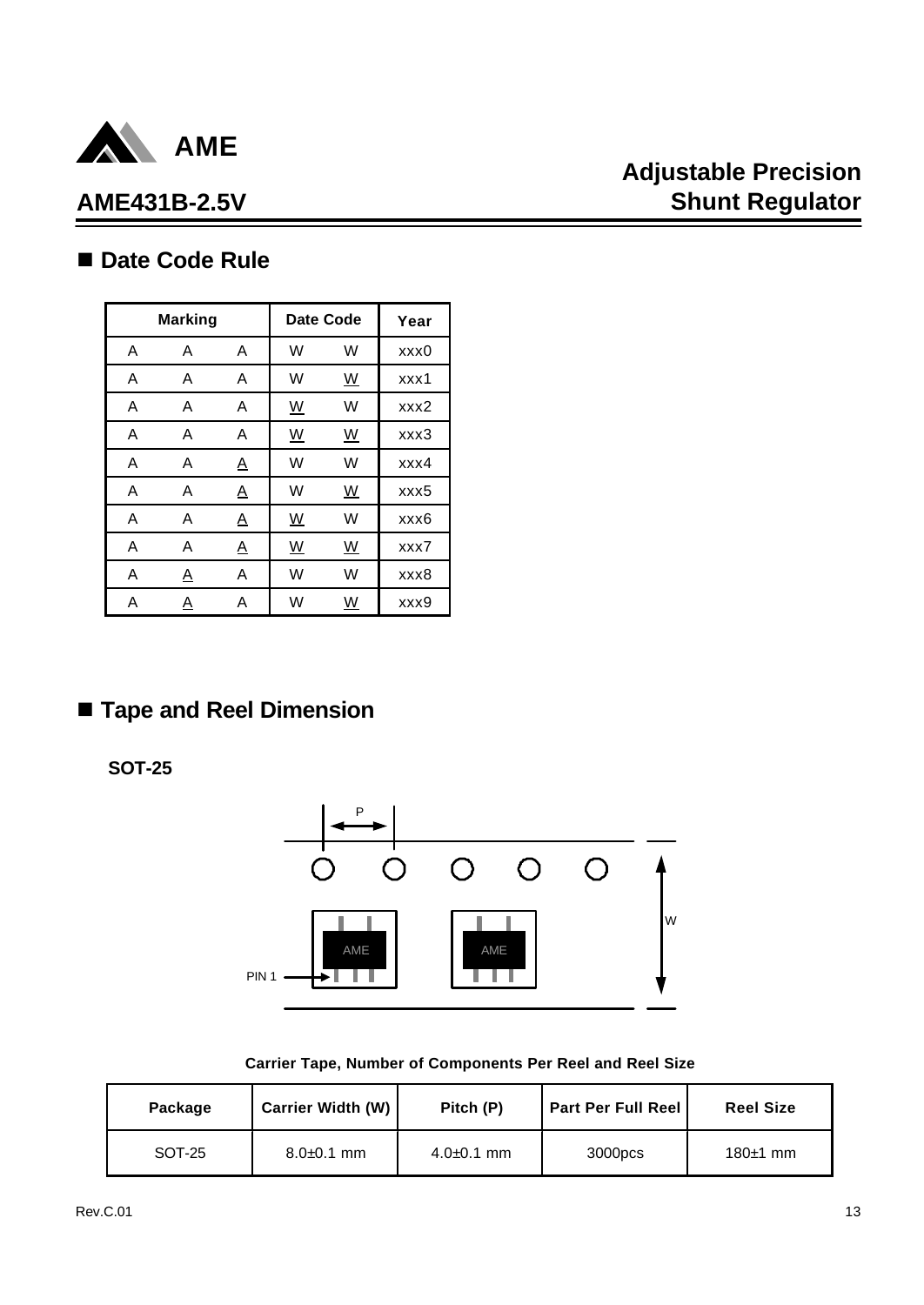## ■ Date Code Rule

| Marking | | | Date Code | | Year |
|---|---|---|---|---|---|
| A | A | A | W | W | xxx0 |
| A | A | A | W | <u>W</u> | xxx1 |
| A | A | A | <u>W</u> | W | xxx2 |
| A | A | A | <u>W</u> | <u>W</u> | xxx3 |
| A | A | <u>A</u> | W | W | xxx4 |
| A | A | <u>A</u> | W | <u>W</u> | xxx5 |
| A | A | <u>A</u> | <u>W</u> | W | xxx6 |
| A | A | <u>A</u> | <u>W</u> | <u>W</u> | xxx7 |
| A | <u>A</u> | A | W | W | xxx8 |
| A | <u>A</u> | A | W | <u>W</u> | xxx9 |

## ■ Tape and Reel Dimension

**SOT-25**

**Carrier Tape, Number of Components Per Reel and Reel Size**

| Package | Carrier Width (W) | Pitch (P) | Part Per Full Reel | Reel Size |
|---|---|---|---|---|
| SOT-25 | 8.0±0.1 mm | 4.0±0.1 mm | 3000pcs | 180±1 mm |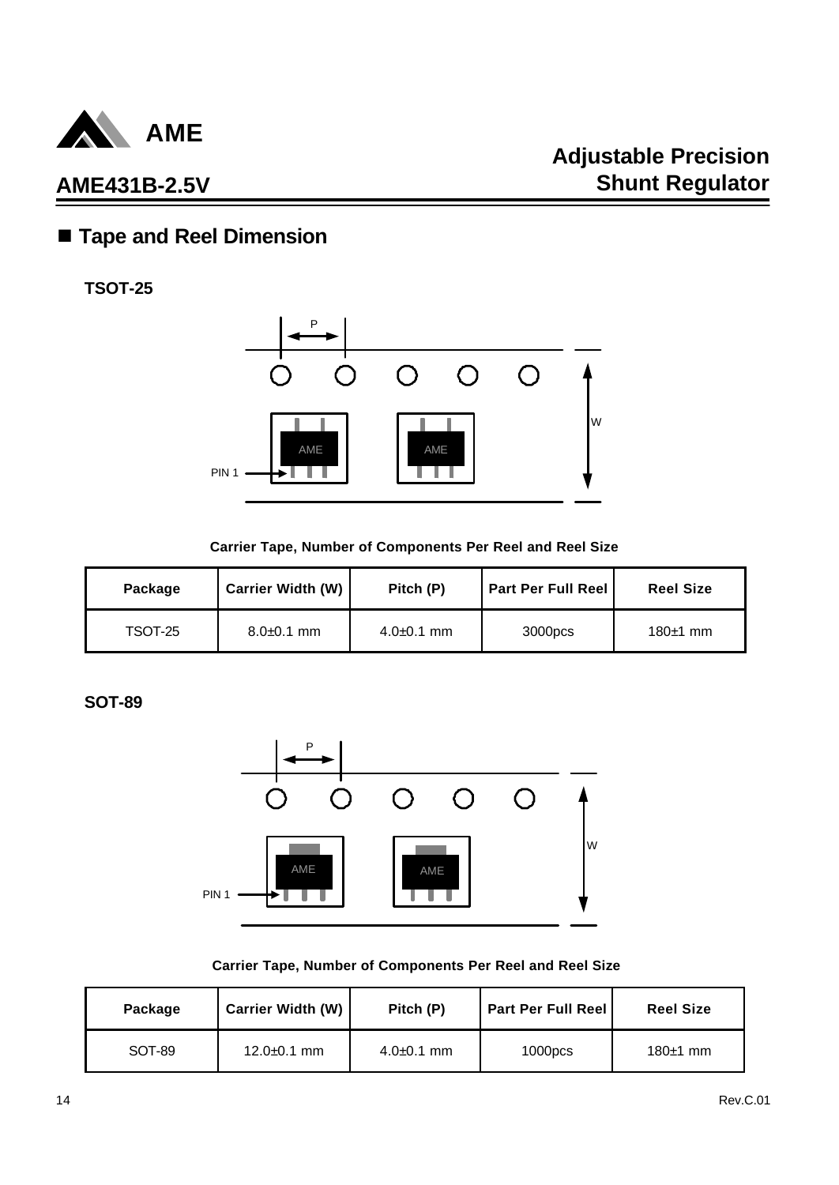## ■ Tape and Reel Dimension

### TSOT-25

Carrier Tape, Number of Components Per Reel and Reel Size

| Package | Carrier Width (W) | Pitch (P) | Part Per Full Reel | Reel Size |
|---|---|---|---|---|
| TSOT-25 | 8.0±0.1 mm | 4.0±0.1 mm | 3000pcs | 180±1 mm |

### SOT-89

Carrier Tape, Number of Components Per Reel and Reel Size

| Package | Carrier Width (W) | Pitch (P) | Part Per Full Reel | Reel Size |
|---|---|---|---|---|
| SOT-89 | 12.0±0.1 mm | 4.0±0.1 mm | 1000pcs | 180±1 mm |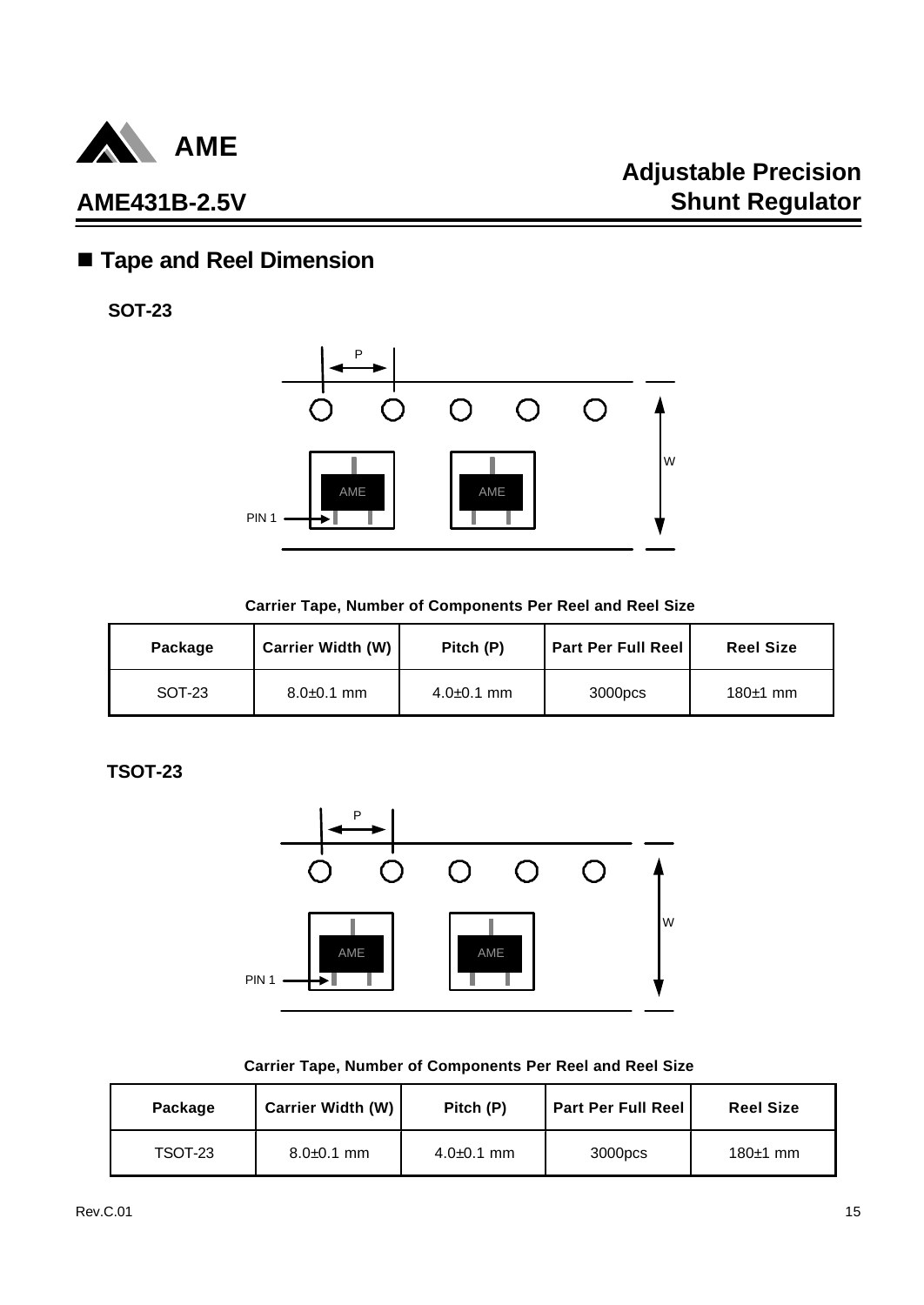## ■ Tape and Reel Dimension

**SOT-23**

**Carrier Tape, Number of Components Per Reel and Reel Size**

| Package | Carrier Width (W) | Pitch (P) | Part Per Full Reel | Reel Size |
|---|---|---|---|---|
| SOT-23 | 8.0±0.1 mm | 4.0±0.1 mm | 3000pcs | 180±1 mm |

**TSOT-23**

**Carrier Tape, Number of Components Per Reel and Reel Size**

| Package | Carrier Width (W) | Pitch (P) | Part Per Full Reel | Reel Size |
|---|---|---|---|---|
| TSOT-23 | 8.0±0.1 mm | 4.0±0.1 mm | 3000pcs | 180±1 mm |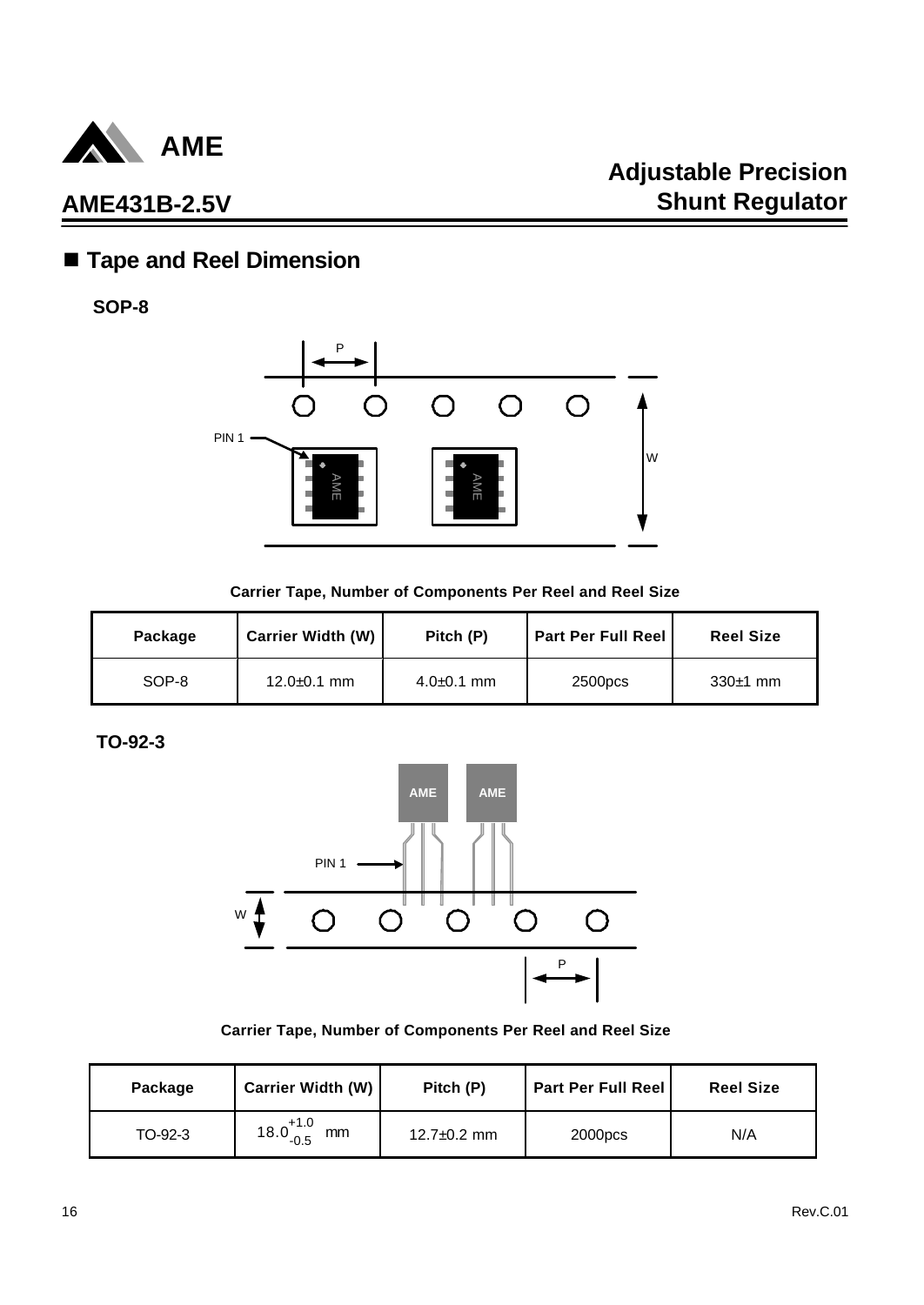## ■ Tape and Reel Dimension

**SOP-8**

**Carrier Tape, Number of Components Per Reel and Reel Size**

| Package | Carrier Width (W) | Pitch (P) | Part Per Full Reel | Reel Size |
|---|---|---|---|---|
| SOP-8 | 12.0±0.1 mm | 4.0±0.1 mm | 2500pcs | 330±1 mm |

**TO-92-3**

**Carrier Tape, Number of Components Per Reel and Reel Size**

| Package | Carrier Width (W) | Pitch (P) | Part Per Full Reel | Reel Size |
|---|---|---|---|---|
| TO-92-3 | $18.0^{+1.0}_{-0.5}$ mm | 12.7±0.2 mm | 2000pcs | N/A |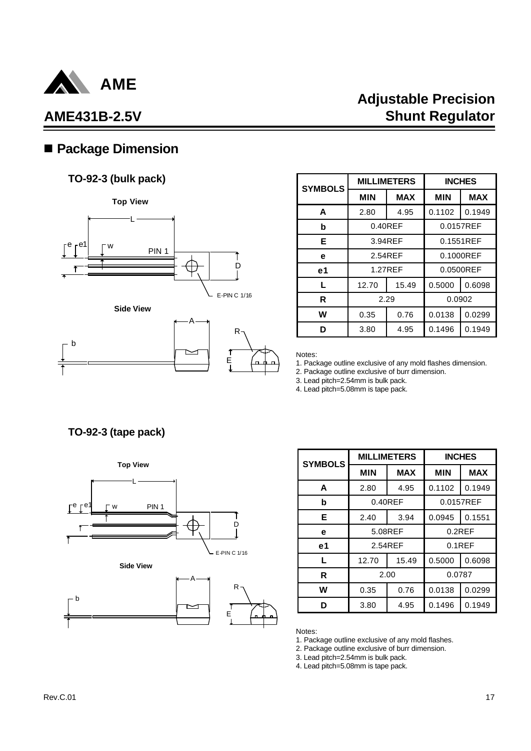## ■ Package Dimension

### TO-92-3 (bulk pack)

| SYMBOLS | MILLIMETERS | | INCHES | |
|---|---|---|---|---|
| | MIN | MAX | MIN | MAX |
| A | 2.80 | 4.95 | 0.1102 | 0.1949 |
| b | 0.40REF | | 0.0157REF | |
| E | 3.94REF | | 0.1551REF | |
| e | 2.54REF | | 0.1000REF | |
| e1 | 1.27REF | | 0.0500REF | |
| L | 12.70 | 15.49 | 0.5000 | 0.6098 |
| R | 2.29 | | 0.0902 | |
| W | 0.35 | 0.76 | 0.0138 | 0.0299 |
| D | 3.80 | 4.95 | 0.1496 | 0.1949 |

Notes:
1. Package outline exclusive of any mold flashes dimension.
2. Package outline exclusive of burr dimension.
3. Lead pitch=2.54mm is bulk pack.
4. Lead pitch=5.08mm is tape pack.

### TO-92-3 (tape pack)

| SYMBOLS | MILLIMETERS | | INCHES | |
|---|---|---|---|---|
| | MIN | MAX | MIN | MAX |
| A | 2.80 | 4.95 | 0.1102 | 0.1949 |
| b | 0.40REF | | 0.0157REF | |
| E | 2.40 | 3.94 | 0.0945 | 0.1551 |
| e | 5.08REF | | 0.2REF | |
| e1 | 2.54REF | | 0.1REF | |
| L | 12.70 | 15.49 | 0.5000 | 0.6098 |
| R | 2.00 | | 0.0787 | |
| W | 0.35 | 0.76 | 0.0138 | 0.0299 |
| D | 3.80 | 4.95 | 0.1496 | 0.1949 |

Notes:
1. Package outline exclusive of any mold flashes.
2. Package outline exclusive of burr dimension.
3. Lead pitch=2.54mm is bulk pack.
4. Lead pitch=5.08mm is tape pack.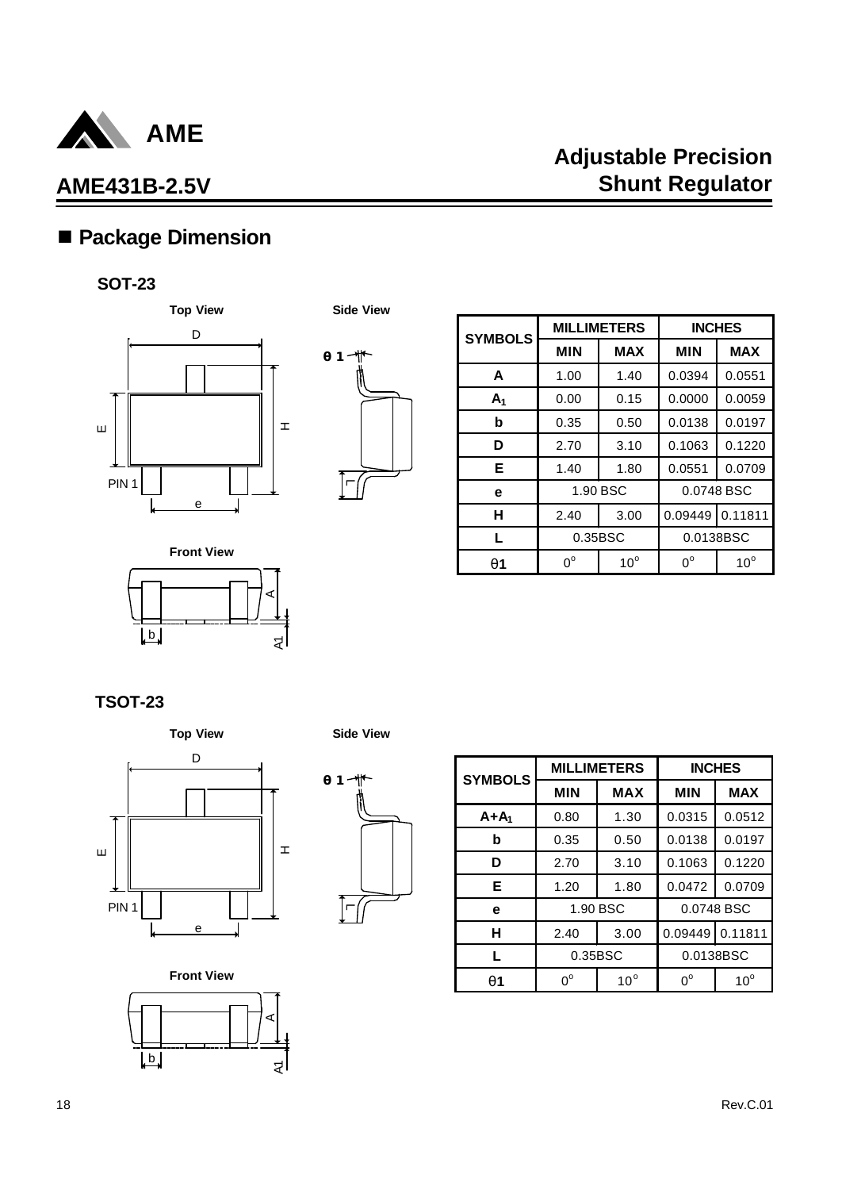## ■ Package Dimension

### SOT-23

Top View    Side View

Front View

| SYMBOLS | MILLIMETERS | | INCHES | |
|---|---|---|---|---|
| | MIN | MAX | MIN | MAX |
| A | 1.00 | 1.40 | 0.0394 | 0.0551 |
| $A_1$ | 0.00 | 0.15 | 0.0000 | 0.0059 |
| b | 0.35 | 0.50 | 0.0138 | 0.0197 |
| D | 2.70 | 3.10 | 0.1063 | 0.1220 |
| E | 1.40 | 1.80 | 0.0551 | 0.0709 |
| e | 1.90 BSC | | 0.0748 BSC | |
| H | 2.40 | 3.00 | 0.09449 | 0.11811 |
| L | 0.35BSC | | 0.0138BSC | |
| θ1 | $0^o$ | $10^o$ | $0^o$ | $10^o$ |

### TSOT-23

Top View    Side View

Front View

| SYMBOLS | MILLIMETERS | | INCHES | |
|---|---|---|---|---|
| | MIN | MAX | MIN | MAX |
| $A+A_1$ | 0.80 | 1.30 | 0.0315 | 0.0512 |
| b | 0.35 | 0.50 | 0.0138 | 0.0197 |
| D | 2.70 | 3.10 | 0.1063 | 0.1220 |
| E | 1.20 | 1.80 | 0.0472 | 0.0709 |
| e | 1.90 BSC | | 0.0748 BSC | |
| H | 2.40 | 3.00 | 0.09449 | 0.11811 |
| L | 0.35BSC | | 0.0138BSC | |
| θ1 | $0^o$ | $10^o$ | $0^o$ | $10^o$ |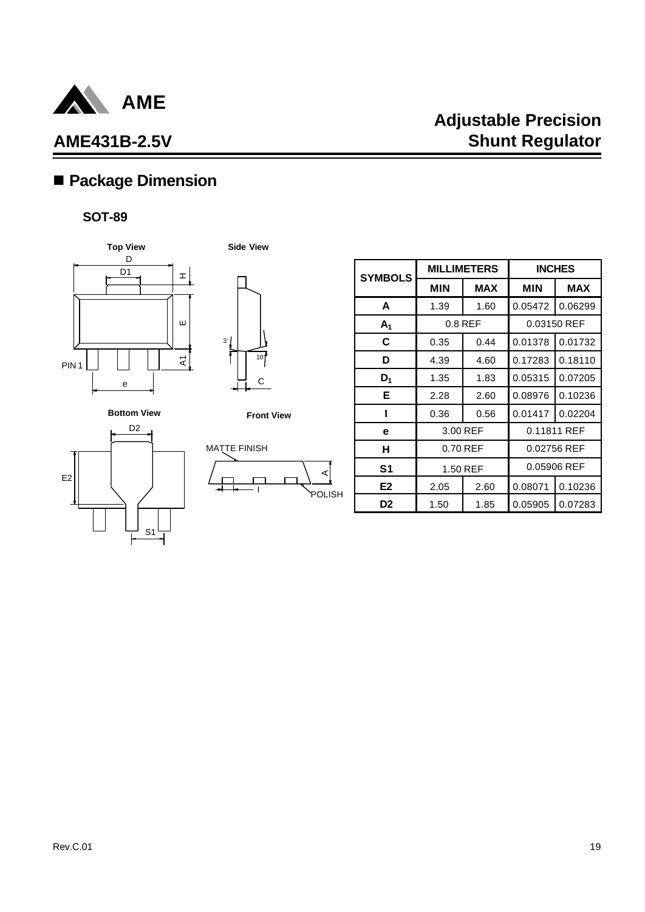## ■ Package Dimension

**SOT-89**

| SYMBOLS | MILLIMETERS | | INCHES | |
|---|---|---|---|---|
| | MIN | MAX | MIN | MAX |
| A | 1.39 | 1.60 | 0.05472 | 0.06299 |
| $A_1$ | 0.8 REF | | 0.03150 REF | |
| C | 0.35 | 0.44 | 0.01378 | 0.01732 |
| D | 4.39 | 4.60 | 0.17283 | 0.18110 |
| $D_1$ | 1.35 | 1.83 | 0.05315 | 0.07205 |
| E | 2.28 | 2.60 | 0.08976 | 0.10236 |
| I | 0.36 | 0.56 | 0.01417 | 0.02204 |
| e | 3.00 REF | | 0.11811 REF | |
| H | 0.70 REF | | 0.02756 REF | |
| S1 | 1.50 REF | | 0.05906 REF | |
| E2 | 2.05 | 2.60 | 0.08071 | 0.10236 |
| D2 | 1.50 | 1.85 | 0.05905 | 0.07283 |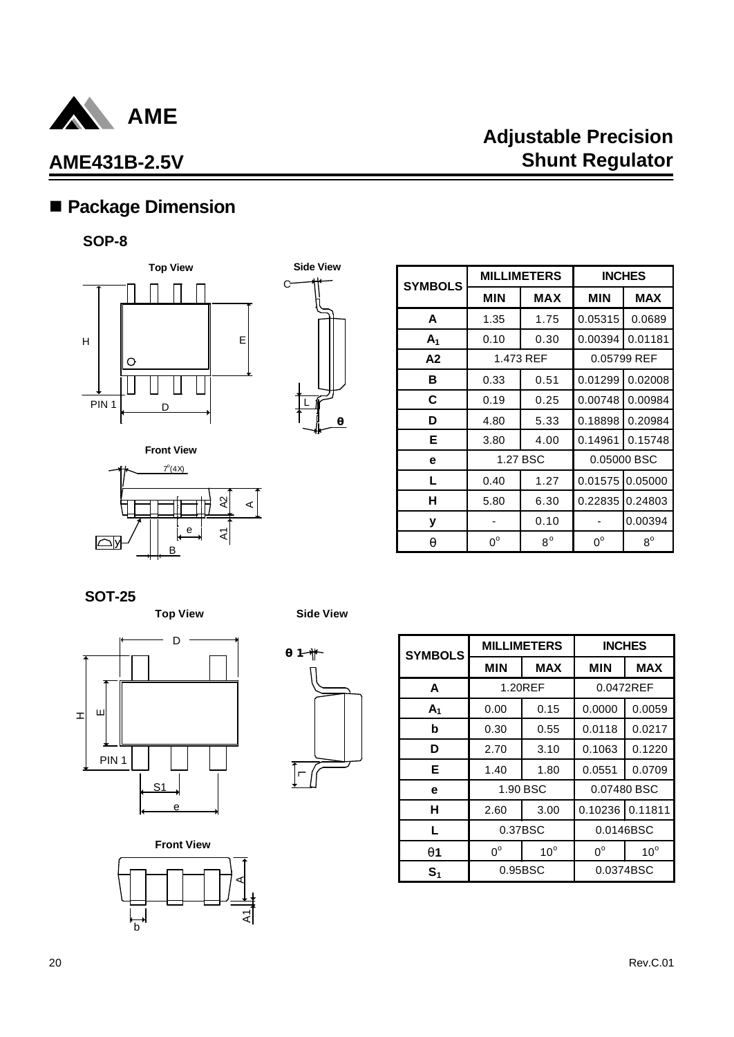## ■ Package Dimension

### SOP-8

| SYMBOLS | MILLIMETERS | | INCHES | |
|---|---|---|---|---|
| | MIN | MAX | MIN | MAX |
| A | 1.35 | 1.75 | 0.05315 | 0.0689 |
| $A_1$ | 0.10 | 0.30 | 0.00394 | 0.01181 |
| A2 | 1.473 REF | | 0.05799 REF | |
| B | 0.33 | 0.51 | 0.01299 | 0.02008 |
| C | 0.19 | 0.25 | 0.00748 | 0.00984 |
| D | 4.80 | 5.33 | 0.18898 | 0.20984 |
| E | 3.80 | 4.00 | 0.14961 | 0.15748 |
| e | 1.27 BSC | | 0.05000 BSC | |
| L | 0.40 | 1.27 | 0.01575 | 0.05000 |
| H | 5.80 | 6.30 | 0.22835 | 0.24803 |
| y | - | 0.10 | - | 0.00394 |
| θ | $0^o$ | $8^o$ | $0^o$ | $8^o$ |

### SOT-25

| SYMBOLS | MILLIMETERS | | INCHES | |
|---|---|---|---|---|
| | MIN | MAX | MIN | MAX |
| A | 1.20REF | | 0.0472REF | |
| $A_1$ | 0.00 | 0.15 | 0.0000 | 0.0059 |
| b | 0.30 | 0.55 | 0.0118 | 0.0217 |
| D | 2.70 | 3.10 | 0.1063 | 0.1220 |
| E | 1.40 | 1.80 | 0.0551 | 0.0709 |
| e | 1.90 BSC | | 0.07480 BSC | |
| H | 2.60 | 3.00 | 0.10236 | 0.11811 |
| L | 0.37BSC | | 0.0146BSC | |
| θ1 | $0^o$ | $10^o$ | $0^o$ | $10^o$ |
| $S_1$ | 0.95BSC | | 0.0374BSC | |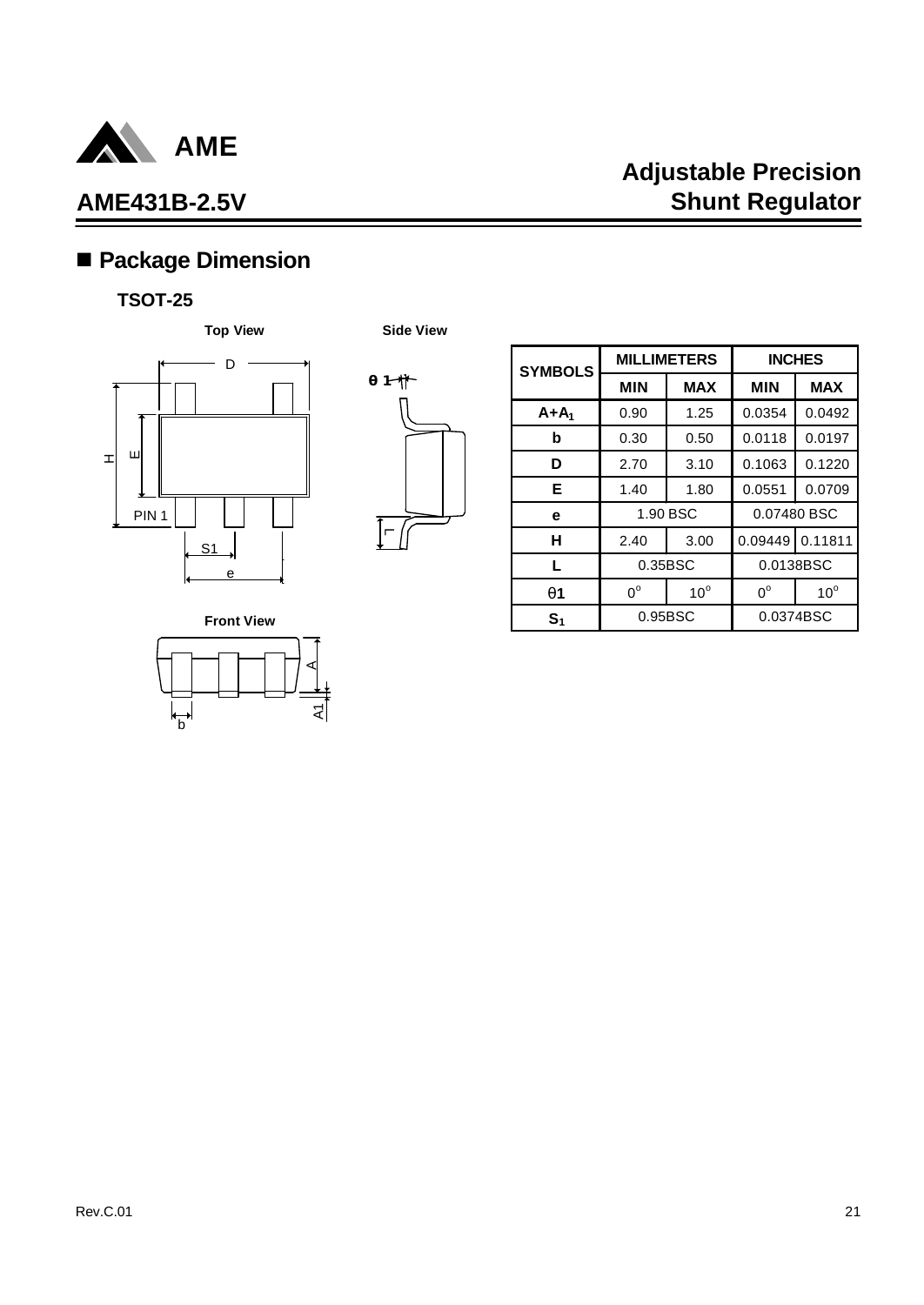## ■ Package Dimension

### TSOT-25

Top View

Side View

Front View

| SYMBOLS | MILLIMETERS | | INCHES | |
|---|---|---|---|---|
| | MIN | MAX | MIN | MAX |
| $A+A_1$ | 0.90 | 1.25 | 0.0354 | 0.0492 |
| b | 0.30 | 0.50 | 0.0118 | 0.0197 |
| D | 2.70 | 3.10 | 0.1063 | 0.1220 |
| E | 1.40 | 1.80 | 0.0551 | 0.0709 |
| e | 1.90 BSC | | 0.07480 BSC | |
| H | 2.40 | 3.00 | 0.09449 | 0.11811 |
| L | 0.35BSC | | 0.0138BSC | |
| $\theta 1$ | $0^o$ | $10^o$ | $0^o$ | $10^o$ |
| $S_1$ | 0.95BSC | | 0.0374BSC | |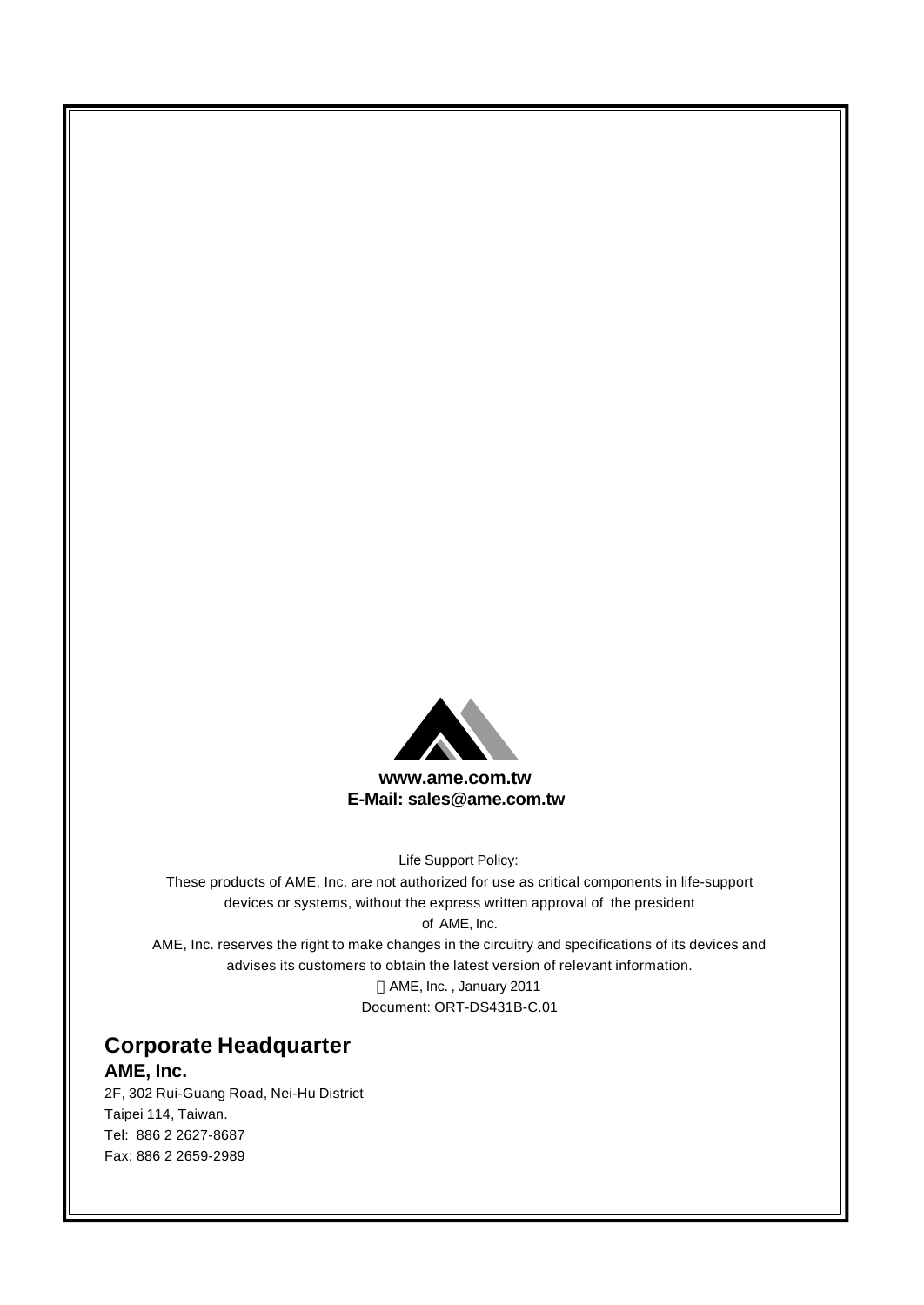**www.ame.com.tw**
**E-Mail: sales@ame.com.tw**

Life Support Policy:

These products of AME, Inc. are not authorized for use as critical components in life-support devices or systems, without the express written approval of the president of AME, Inc.

AME, Inc. reserves the right to make changes in the circuitry and specifications of its devices and advises its customers to obtain the latest version of relevant information.

AME, Inc. , January 2011

Document: ORT-DS431B-C.01

## Corporate Headquarter

### AME, Inc.

2F, 302 Rui-Guang Road, Nei-Hu District
Taipei 114, Taiwan.
Tel: 886 2 2627-8687
Fax: 886 2 2659-2989